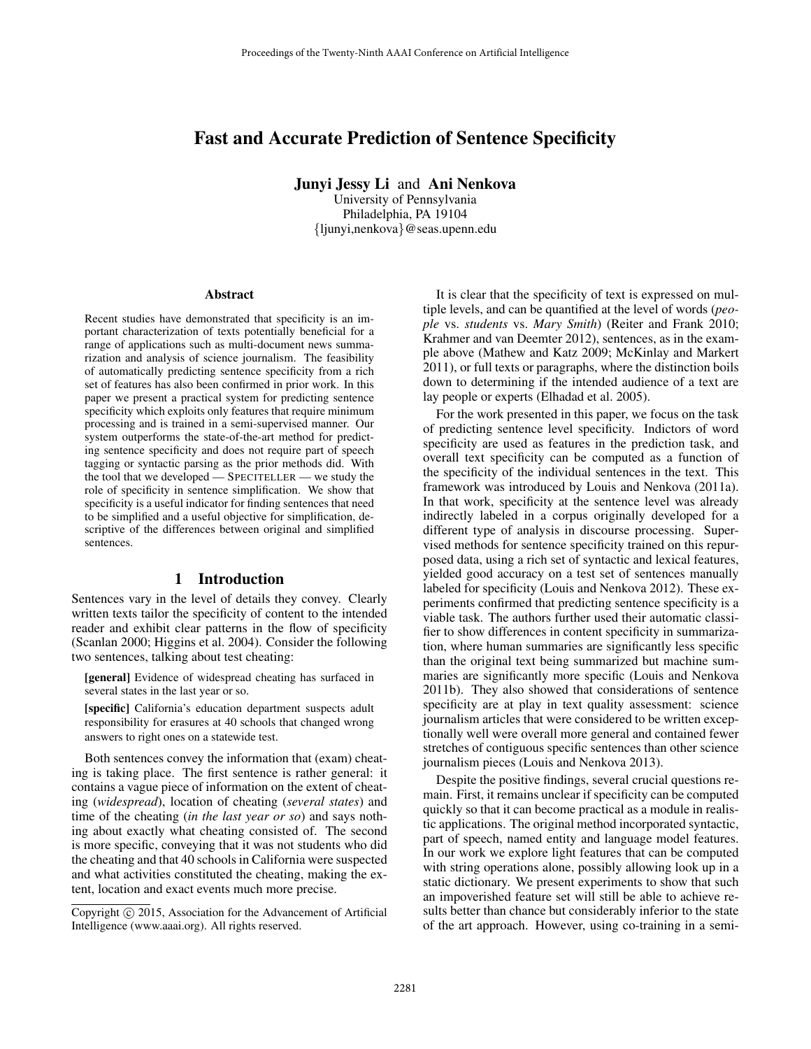# Fast and Accurate Prediction of Sentence Specificity

**Junyi Jessy Li** and **Ani Nenkova**
University of Pennsylvania
Philadelphia, PA 19104
{ljunyi,nenkova}@seas.upenn.edu

### Abstract

Recent studies have demonstrated that specificity is an important characterization of texts potentially beneficial for a range of applications such as multi-document news summarization and analysis of science journalism. The feasibility of automatically predicting sentence specificity from a rich set of features has also been confirmed in prior work. In this paper we present a practical system for predicting sentence specificity which exploits only features that require minimum processing and is trained in a semi-supervised manner. Our system outperforms the state-of-the-art method for predicting sentence specificity and does not require part of speech tagging or syntactic parsing as the prior methods did. With the tool that we developed — SPECITELLER — we study the role of specificity in sentence simplification. We show that specificity is a useful indicator for finding sentences that need to be simplified and a useful objective for simplification, descriptive of the differences between original and simplified sentences.

## 1 Introduction

Sentences vary in the level of details they convey. Clearly written texts tailor the specificity of content to the intended reader and exhibit clear patterns in the flow of specificity (Scanlan 2000; Higgins et al. 2004). Consider the following two sentences, talking about test cheating:

**[general]** Evidence of widespread cheating has surfaced in several states in the last year or so.

**[specific]** California's education department suspects adult responsibility for erasures at 40 schools that changed wrong answers to right ones on a statewide test.

Both sentences convey the information that (exam) cheating is taking place. The first sentence is rather general: it contains a vague piece of information on the extent of cheating (*widespread*), location of cheating (*several states*) and time of the cheating (*in the last year or so*) and says nothing about exactly what cheating consisted of. The second is more specific, conveying that it was not students who did the cheating and that 40 schools in California were suspected and what activities constituted the cheating, making the extent, location and exact events much more precise.

It is clear that the specificity of text is expressed on multiple levels, and can be quantified at the level of words (*people* vs. *students* vs. *Mary Smith*) (Reiter and Frank 2010; Krahmer and van Deemter 2012), sentences, as in the example above (Mathew and Katz 2009; McKinlay and Markert 2011), or full texts or paragraphs, where the distinction boils down to determining if the intended audience of a text are lay people or experts (Elhadad et al. 2005).

For the work presented in this paper, we focus on the task of predicting sentence level specificity. Indictors of word specificity are used as features in the prediction task, and overall text specificity can be computed as a function of the specificity of the individual sentences in the text. This framework was introduced by Louis and Nenkova (2011a). In that work, specificity at the sentence level was already indirectly labeled in a corpus originally developed for a different type of analysis in discourse processing. Supervised methods for sentence specificity trained on this repurposed data, using a rich set of syntactic and lexical features, yielded good accuracy on a test set of sentences manually labeled for specificity (Louis and Nenkova 2012). These experiments confirmed that predicting sentence specificity is a viable task. The authors further used their automatic classifier to show differences in content specificity in summarization, where human summaries are significantly less specific than the original text being summarized but machine summaries are significantly more specific (Louis and Nenkova 2011b). They also showed that considerations of sentence specificity are at play in text quality assessment: science journalism articles that were considered to be written exceptionally well were overall more general and contained fewer stretches of contiguous specific sentences than other science journalism pieces (Louis and Nenkova 2013).

Despite the positive findings, several crucial questions remain. First, it remains unclear if specificity can be computed quickly so that it can become practical as a module in realistic applications. The original method incorporated syntactic, part of speech, named entity and language model features. In our work we explore light features that can be computed with string operations alone, possibly allowing look up in a static dictionary. We present experiments to show that such an impoverished feature set will still be able to achieve results better than chance but considerably inferior to the state of the art approach. However, using co-training in a semi-

Copyright © 2015, Association for the Advancement of Artificial Intelligence (www.aaai.org). All rights reserved.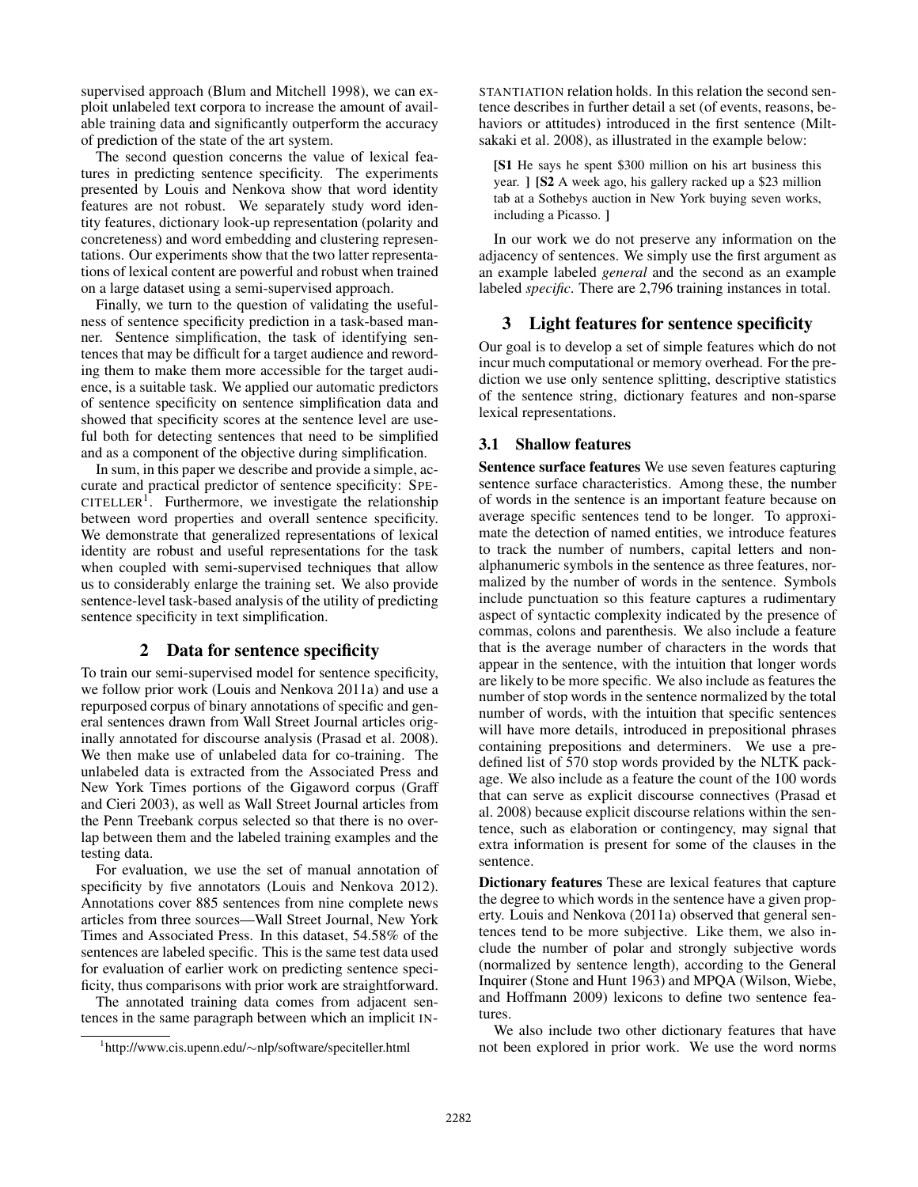supervised approach (Blum and Mitchell 1998), we can exploit unlabeled text corpora to increase the amount of available training data and significantly outperform the accuracy of prediction of the state of the art system.

The second question concerns the value of lexical features in predicting sentence specificity. The experiments presented by Louis and Nenkova show that word identity features are not robust. We separately study word identity features, dictionary look-up representation (polarity and concreteness) and word embedding and clustering representations. Our experiments show that the two latter representations of lexical content are powerful and robust when trained on a large dataset using a semi-supervised approach.

Finally, we turn to the question of validating the usefulness of sentence specificity prediction in a task-based manner. Sentence simplification, the task of identifying sentences that may be difficult for a target audience and rewording them to make them more accessible for the target audience, is a suitable task. We applied our automatic predictors of sentence specificity on sentence simplification data and showed that specificity scores at the sentence level are useful both for detecting sentences that need to be simplified and as a component of the objective during simplification.

In sum, in this paper we describe and provide a simple, accurate and practical predictor of sentence specificity: SPECITELLER[1]. Furthermore, we investigate the relationship between word properties and overall sentence specificity. We demonstrate that generalized representations of lexical identity are robust and useful representations for the task when coupled with semi-supervised techniques that allow us to considerably enlarge the training set. We also provide sentence-level task-based analysis of the utility of predicting sentence specificity in text simplification.

## 2 Data for sentence specificity

To train our semi-supervised model for sentence specificity, we follow prior work (Louis and Nenkova 2011a) and use a repurposed corpus of binary annotations of specific and general sentences drawn from Wall Street Journal articles originally annotated for discourse analysis (Prasad et al. 2008). We then make use of unlabeled data for co-training. The unlabeled data is extracted from the Associated Press and New York Times portions of the Gigaword corpus (Graff and Cieri 2003), as well as Wall Street Journal articles from the Penn Treebank corpus selected so that there is no overlap between them and the labeled training examples and the testing data.

For evaluation, we use the set of manual annotation of specificity by five annotators (Louis and Nenkova 2012). Annotations cover 885 sentences from nine complete news articles from three sources—Wall Street Journal, New York Times and Associated Press. In this dataset, 54.58% of the sentences are labeled specific. This is the same test data used for evaluation of earlier work on predicting sentence specificity, thus comparisons with prior work are straightforward.

The annotated training data comes from adjacent sentences in the same paragraph between which an implicit INSTANTIATION relation holds. In this relation the second sentence describes in further detail a set (of events, reasons, behaviors or attitudes) introduced in the first sentence (Miltsakaki et al. 2008), as illustrated in the example below:

> **[S1** He says he spent $300 million on his art business this year. **] [S2** A week ago, his gallery racked up a $23 million tab at a Sothebys auction in New York buying seven works, including a Picasso. **]**

In our work we do not preserve any information on the adjacency of sentences. We simply use the first argument as an example labeled *general* and the second as an example labeled *specific*. There are 2,796 training instances in total.

## 3 Light features for sentence specificity

Our goal is to develop a set of simple features which do not incur much computational or memory overhead. For the prediction we use only sentence splitting, descriptive statistics of the sentence string, dictionary features and non-sparse lexical representations.

### 3.1 Shallow features

**Sentence surface features** We use seven features capturing sentence surface characteristics. Among these, the number of words in the sentence is an important feature because on average specific sentences tend to be longer. To approximate the detection of named entities, we introduce features to track the number of numbers, capital letters and non-alphanumeric symbols in the sentence as three features, normalized by the number of words in the sentence. Symbols include punctuation so this feature captures a rudimentary aspect of syntactic complexity indicated by the presence of commas, colons and parenthesis. We also include a feature that is the average number of characters in the words that appear in the sentence, with the intuition that longer words are likely to be more specific. We also include as features the number of stop words in the sentence normalized by the total number of words, with the intuition that specific sentences will have more details, introduced in prepositional phrases containing prepositions and determiners. We use a predefined list of 570 stop words provided by the NLTK package. We also include as a feature the count of the 100 words that can serve as explicit discourse connectives (Prasad et al. 2008) because explicit discourse relations within the sentence, such as elaboration or contingency, may signal that extra information is present for some of the clauses in the sentence.

**Dictionary features** These are lexical features that capture the degree to which words in the sentence have a given property. Louis and Nenkova (2011a) observed that general sentences tend to be more subjective. Like them, we also include the number of polar and strongly subjective words (normalized by sentence length), according to the General Inquirer (Stone and Hunt 1963) and MPQA (Wilson, Wiebe, and Hoffmann 2009) lexicons to define two sentence features.

We also include two other dictionary features that have not been explored in prior work. We use the word norms

[1] http://www.cis.upenn.edu/∼nlp/software/speciteller.html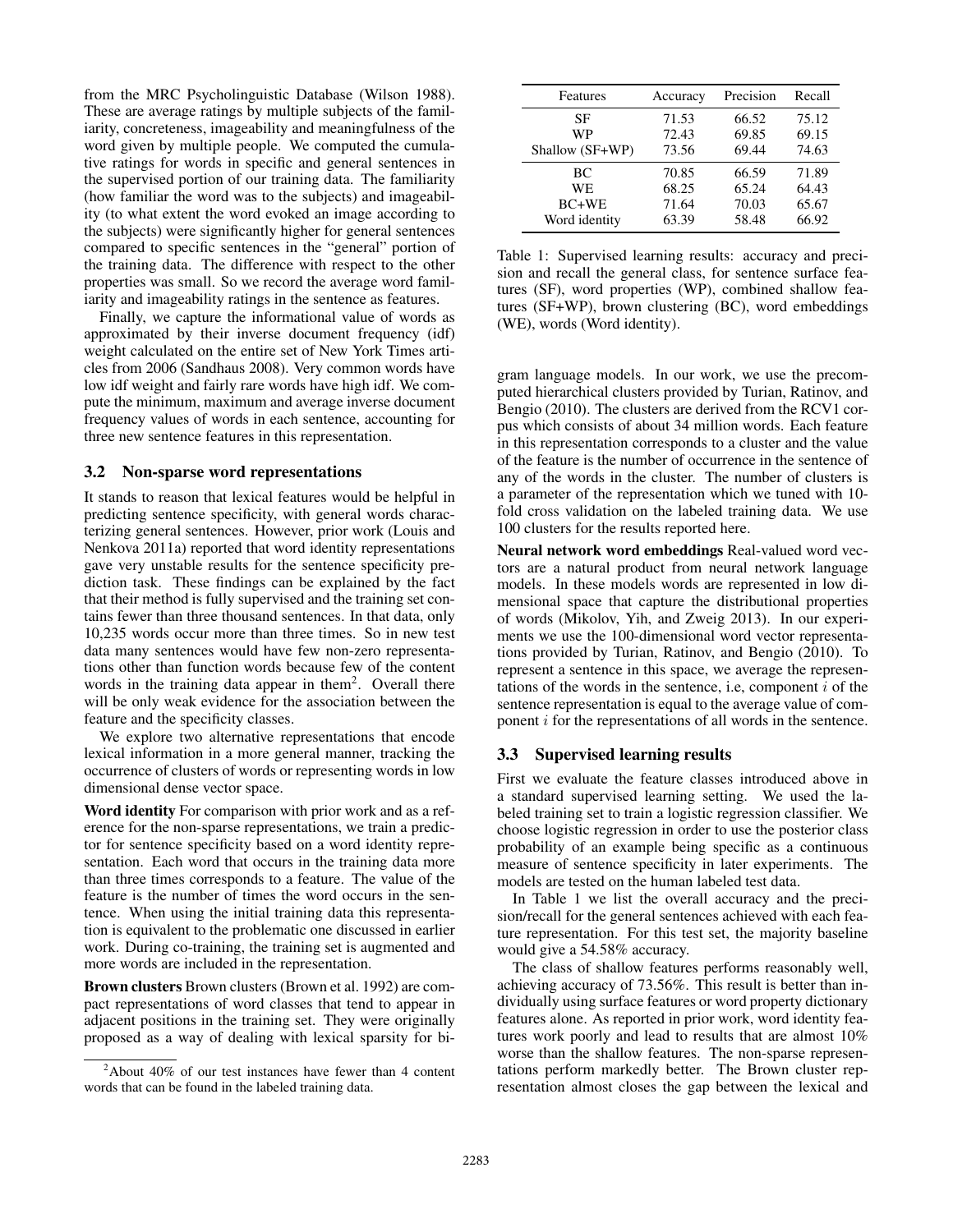from the MRC Psycholinguistic Database (Wilson 1988). These are average ratings by multiple subjects of the familiarity, concreteness, imageability and meaningfulness of the word given by multiple people. We computed the cumulative ratings for words in specific and general sentences in the supervised portion of our training data. The familiarity (how familiar the word was to the subjects) and imageability (to what extent the word evoked an image according to the subjects) were significantly higher for general sentences compared to specific sentences in the "general" portion of the training data. The difference with respect to the other properties was small. So we record the average word familiarity and imageability ratings in the sentence as features.

Finally, we capture the informational value of words as approximated by their inverse document frequency (idf) weight calculated on the entire set of New York Times articles from 2006 (Sandhaus 2008). Very common words have low idf weight and fairly rare words have high idf. We compute the minimum, maximum and average inverse document frequency values of words in each sentence, accounting for three new sentence features in this representation.

### 3.2 Non-sparse word representations

It stands to reason that lexical features would be helpful in predicting sentence specificity, with general words characterizing general sentences. However, prior work (Louis and Nenkova 2011a) reported that word identity representations gave very unstable results for the sentence specificity prediction task. These findings can be explained by the fact that their method is fully supervised and the training set contains fewer than three thousand sentences. In that data, only 10,235 words occur more than three times. So in new test data many sentences would have few non-zero representations other than function words because few of the content words in the training data appear in them[2]. Overall there will be only weak evidence for the association between the feature and the specificity classes.

We explore two alternative representations that encode lexical information in a more general manner, tracking the occurrence of clusters of words or representing words in low dimensional dense vector space.

**Word identity** For comparison with prior work and as a reference for the non-sparse representations, we train a predictor for sentence specificity based on a word identity representation. Each word that occurs in the training data more than three times corresponds to a feature. The value of the feature is the number of times the word occurs in the sentence. When using the initial training data this representation is equivalent to the problematic one discussed in earlier work. During co-training, the training set is augmented and more words are included in the representation.

**Brown clusters** Brown clusters (Brown et al. 1992) are compact representations of word classes that tend to appear in adjacent positions in the training set. They were originally proposed as a way of dealing with lexical sparsity for bigram language models. In our work, we use the precomputed hierarchical clusters provided by Turian, Ratinov, and Bengio (2010). The clusters are derived from the RCV1 corpus which consists of about 34 million words. Each feature in this representation corresponds to a cluster and the value of the feature is the number of occurrence in the sentence of any of the words in the cluster. The number of clusters is a parameter of the representation which we tuned with 10-fold cross validation on the labeled training data. We use 100 clusters for the results reported here.

**Neural network word embeddings** Real-valued word vectors are a natural product from neural network language models. In these models words are represented in low dimensional space that capture the distributional properties of words (Mikolov, Yih, and Zweig 2013). In our experiments we use the 100-dimensional word vector representations provided by Turian, Ratinov, and Bengio (2010). To represent a sentence in this space, we average the representations of the words in the sentence, i.e, component $i$ of the sentence representation is equal to the average value of component $i$ for the representations of all words in the sentence.

[2] About 40% of our test instances have fewer than 4 content words that can be found in the labeled training data.

| Features | Accuracy | Precision | Recall |
|---|---|---|---|
| SF | 71.53 | 66.52 | 75.12 |
| WP | 72.43 | 69.85 | 69.15 |
| Shallow (SF+WP) | 73.56 | 69.44 | 74.63 |
| BC | 70.85 | 66.59 | 71.89 |
| WE | 68.25 | 65.24 | 64.43 |
| BC+WE | 71.64 | 70.03 | 65.67 |
| Word identity | 63.39 | 58.48 | 66.92 |

Table 1: Supervised learning results: accuracy and precision and recall the general class, for sentence surface features (SF), word properties (WP), combined shallow features (SF+WP), brown clustering (BC), word embeddings (WE), words (Word identity).

### 3.3 Supervised learning results

First we evaluate the feature classes introduced above in a standard supervised learning setting. We used the labeled training set to train a logistic regression classifier. We choose logistic regression in order to use the posterior class probability of an example being specific as a continuous measure of sentence specificity in later experiments. The models are tested on the human labeled test data.

In Table 1 we list the overall accuracy and the precision/recall for the general sentences achieved with each feature representation. For this test set, the majority baseline would give a 54.58% accuracy.

The class of shallow features performs reasonably well, achieving accuracy of 73.56%. This result is better than individually using surface features or word property dictionary features alone. As reported in prior work, word identity features work poorly and lead to results that are almost 10% worse than the shallow features. The non-sparse representations perform markedly better. The Brown cluster representation almost closes the gap between the lexical and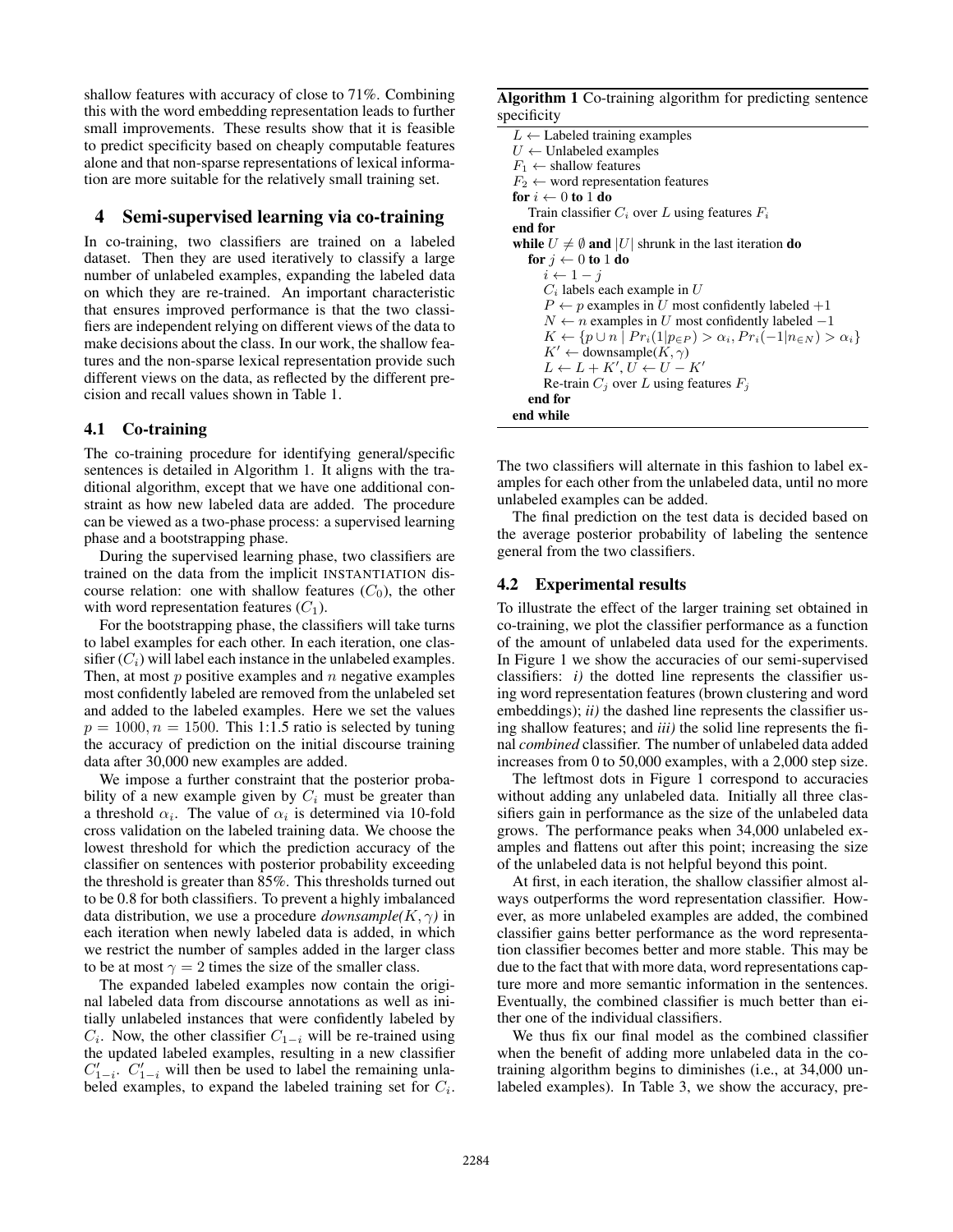shallow features with accuracy of close to 71%. Combining this with the word embedding representation leads to further small improvements. These results show that it is feasible to predict specificity based on cheaply computable features alone and that non-sparse representations of lexical information are more suitable for the relatively small training set.

## 4 Semi-supervised learning via co-training

In co-training, two classifiers are trained on a labeled dataset. Then they are used iteratively to classify a large number of unlabeled examples, expanding the labeled data on which they are re-trained. An important characteristic that ensures improved performance is that the two classifiers are independent relying on different views of the data to make decisions about the class. In our work, the shallow features and the non-sparse lexical representation provide such different views on the data, as reflected by the different precision and recall values shown in Table 1.

### 4.1 Co-training

The co-training procedure for identifying general/specific sentences is detailed in Algorithm 1. It aligns with the traditional algorithm, except that we have one additional constraint as how new labeled data are added. The procedure can be viewed as a two-phase process: a supervised learning phase and a bootstrapping phase.

During the supervised learning phase, two classifiers are trained on the data from the implicit INSTANTIATION discourse relation: one with shallow features ($C_0$), the other with word representation features ($C_1$).

For the bootstrapping phase, the classifiers will take turns to label examples for each other. In each iteration, one classifier ($C_i$) will label each instance in the unlabeled examples. Then, at most $p$ positive examples and $n$ negative examples most confidently labeled are removed from the unlabeled set and added to the labeled examples. Here we set the values $p = 1000, n = 1500$. This 1:1.5 ratio is selected by tuning the accuracy of prediction on the initial discourse training data after 30,000 new examples are added.

We impose a further constraint that the posterior probability of a new example given by $C_i$ must be greater than a threshold $\alpha_i$. The value of $\alpha_i$ is determined via 10-fold cross validation on the labeled training data. We choose the lowest threshold for which the prediction accuracy of the classifier on sentences with posterior probability exceeding the threshold is greater than 85%. This thresholds turned out to be 0.8 for both classifiers. To prevent a highly imbalanced data distribution, we use a procedure *downsample*($K, \gamma$) in each iteration when newly labeled data is added, in which we restrict the number of samples added in the larger class to be at most $\gamma = 2$ times the size of the smaller class.

The expanded labeled examples now contain the original labeled data from discourse annotations as well as initially unlabeled instances that were confidently labeled by $C_i$. Now, the other classifier $C_{1-i}$ will be re-trained using the updated labeled examples, resulting in a new classifier $C'_{1-i}$. $C'_{1-i}$ will then be used to label the remaining unlabeled examples, to expand the labeled training set for $C_i$.

**Algorithm 1** Co-training algorithm for predicting sentence specificity

```
L ← Labeled training examples
U ← Unlabeled examples
F_1 ← shallow features
F_2 ← word representation features
for i ← 0 to 1 do
    Train classifier C_i over L using features F_i
end for
while U ≠ ∅ and |U| shrunk in the last iteration do
    for j ← 0 to 1 do
        i ← 1 − j
        C_i labels each example in U
        P ← p examples in U most confidently labeled +1
        N ← n examples in U most confidently labeled −1
        K ← {p ∪ n | Pr_i(1|p_∈P) > α_i, Pr_i(−1|n_∈N) > α_i}
        K' ← downsample(K, γ)
        L ← L + K', U ← U − K'
        Re-train C_j over L using features F_j
    end for
end while
```

The two classifiers will alternate in this fashion to label examples for each other from the unlabeled data, until no more unlabeled examples can be added.

The final prediction on the test data is decided based on the average posterior probability of labeling the sentence general from the two classifiers.

### 4.2 Experimental results

To illustrate the effect of the larger training set obtained in co-training, we plot the classifier performance as a function of the amount of unlabeled data used for the experiments. In Figure 1 we show the accuracies of our semi-supervised classifiers: *i)* the dotted line represents the classifier using word representation features (brown clustering and word embeddings); *ii)* the dashed line represents the classifier using shallow features; and *iii)* the solid line represents the final *combined* classifier. The number of unlabeled data added increases from 0 to 50,000 examples, with a 2,000 step size.

The leftmost dots in Figure 1 correspond to accuracies without adding any unlabeled data. Initially all three classifiers gain in performance as the size of the unlabeled data grows. The performance peaks when 34,000 unlabeled examples and flattens out after this point; increasing the size of the unlabeled data is not helpful beyond this point.

At first, in each iteration, the shallow classifier almost always outperforms the word representation classifier. However, as more unlabeled examples are added, the combined classifier gains better performance as the word representation classifier becomes better and more stable. This may be due to the fact that with more data, word representations capture more and more semantic information in the sentences. Eventually, the combined classifier is much better than either one of the individual classifiers.

We thus fix our final model as the combined classifier when the benefit of adding more unlabeled data in the co-training algorithm begins to diminishes (i.e., at 34,000 unlabeled examples). In Table 3, we show the accuracy, pre-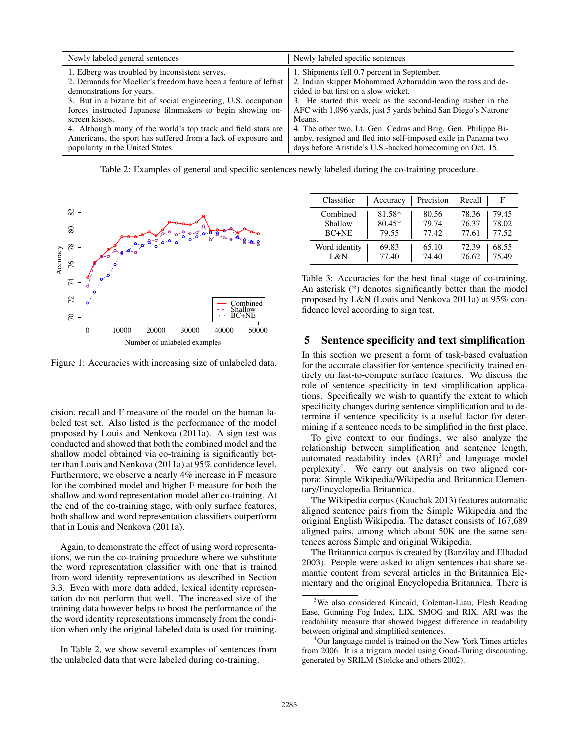| Newly labeled general sentences | Newly labeled specific sentences |
|---|---|
| 1. Edberg was troubled by inconsistent serves. | 1. Shipments fell 0.7 percent in September. |
| 2. Demands for Moeller's freedom have been a feature of leftist demonstrations for years. | 2. Indian skipper Mohammed Azharuddin won the toss and decided to bat first on a slow wicket. |
| 3. But in a bizarre bit of social engineering, U.S. occupation forces instructed Japanese filmmakers to begin showing onscreen kisses. | 3. He started this week as the second-leading rusher in the AFC with 1,096 yards, just 5 yards behind San Diego's Natrone Means. |
| 4. Although many of the world's top track and field stars are Americans, the sport has suffered from a lack of exposure and popularity in the United States. | 4. The other two, Lt. Gen. Cedras and Brig. Gen. Philippe Biamby, resigned and fled into self-imposed exile in Panama two days before Aristide's U.S.-backed homecoming on Oct. 15. |

Table 2: Examples of general and specific sentences newly labeled during the co-training procedure.

Figure 1: Accuracies with increasing size of unlabeled data.

cision, recall and F measure of the model on the human labeled test set. Also listed is the performance of the model proposed by Louis and Nenkova (2011a). A sign test was conducted and showed that both the combined model and the shallow model obtained via co-training is significantly better than Louis and Nenkova (2011a) at 95% confidence level. Furthermore, we observe a nearly 4% increase in F measure for the combined model and higher F measure for both the shallow and word representation model after co-training. At the end of the co-training stage, with only surface features, both shallow and word representation classifiers outperform that in Louis and Nenkova (2011a).

Again, to demonstrate the effect of using word representations, we run the co-training procedure where we substitute the word representation classifier with one that is trained from word identity representations as described in Section 3.3. Even with more data added, lexical identity representation do not perform that well. The increased size of the training data however helps to boost the performance of the the word identity representations immensely from the condition when only the original labeled data is used for training.

In Table 2, we show several examples of sentences from the unlabeled data that were labeled during co-training.

| Classifier | Accuracy | Precision | Recall | F |
|---|---|---|---|---|
| Combined | 81.58* | 80.56 | 78.36 | 79.45 |
| Shallow | 80.45* | 79.74 | 76.37 | 78.02 |
| BC+NE | 79.55 | 77.42 | 77.61 | 77.52 |
| Word identity | 69.83 | 65.10 | 72.39 | 68.55 |
| L&N | 77.40 | 74.40 | 76.62 | 75.49 |

Table 3: Accuracies for the best final stage of co-training. An asterisk (*) denotes significantly better than the model proposed by L&N (Louis and Nenkova 2011a) at 95% confidence level according to sign test.

## 5 Sentence specificity and text simplification

In this section we present a form of task-based evaluation for the accurate classifier for sentence specificity trained entirely on fast-to-compute surface features. We discuss the role of sentence specificity in text simplification applications. Specifically we wish to quantify the extent to which specificity changes during sentence simplification and to determine if sentence specificity is a useful factor for determining if a sentence needs to be simplified in the first place.

To give context to our findings, we also analyze the relationship between simplification and sentence length, automated readability index (ARI)[3] and language model perplexity[4]. We carry out analysis on two aligned corpora: Simple Wikipedia/Wikipedia and Britannica Elementary/Encyclopedia Britannica.

The Wikipedia corpus (Kauchak 2013) features automatic aligned sentence pairs from the Simple Wikipedia and the original English Wikipedia. The dataset consists of 167,689 aligned pairs, among which about 50K are the same sentences across Simple and original Wikipedia.

The Britannica corpus is created by (Barzilay and Elhadad 2003). People were asked to align sentences that share semantic content from several articles in the Britannica Elementary and the original Encyclopedia Britannica. There is

[3] We also considered Kincaid, Coleman-Liau, Flesh Reading Ease, Gunning Fog Index, LIX, SMOG and RIX. ARI was the readability measure that showed biggest difference in readability between original and simplified sentences.

[4] Our language model is trained on the New York Times articles from 2006. It is a trigram model using Good-Turing discounting, generated by SRILM (Stolcke and others 2002).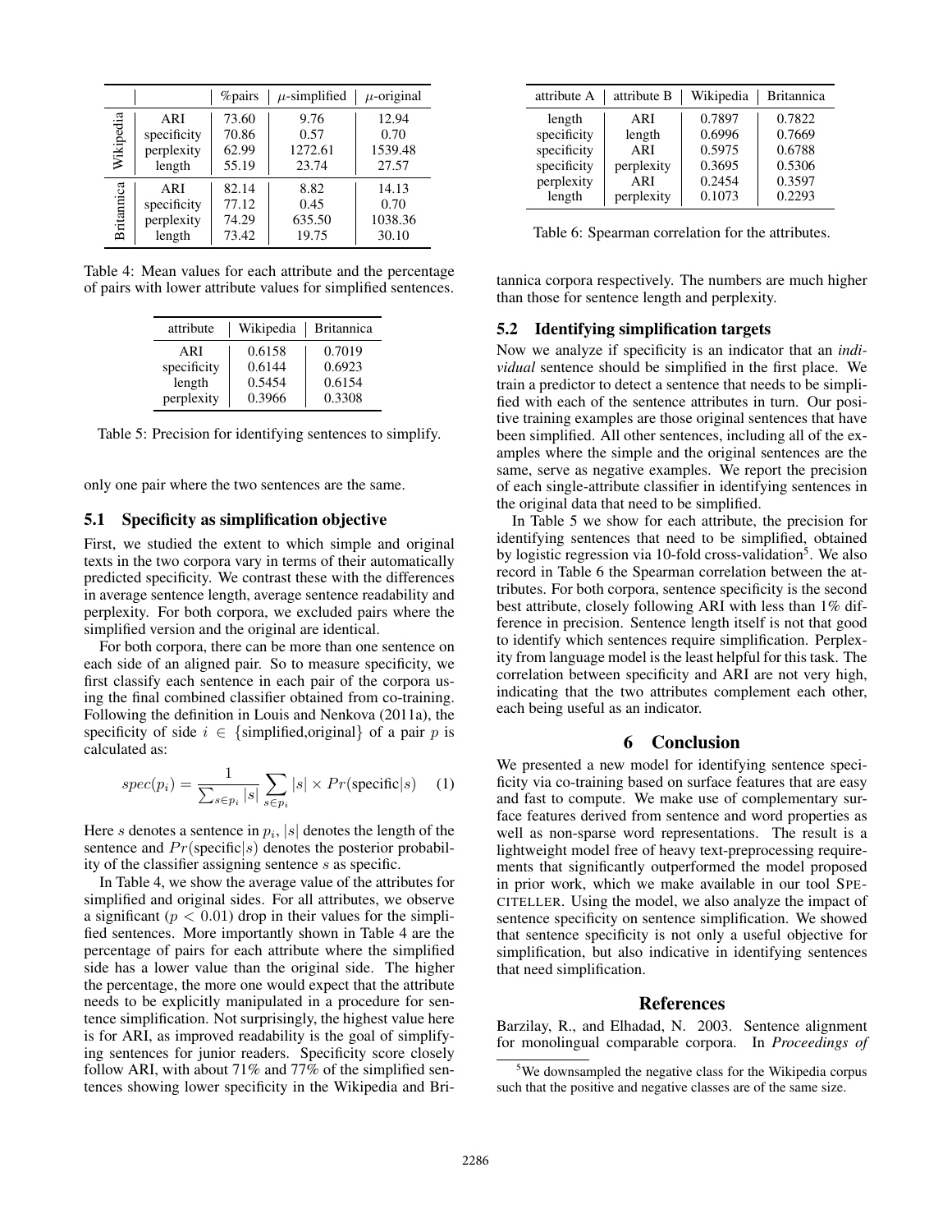|  |  | %pairs | $\mu$-simplified | $\mu$-original |
|---|---|---|---|---|
| Wikipedia | ARI | 73.60 | 9.76 | 12.94 |
|  | specificity | 70.86 | 0.57 | 0.70 |
|  | perplexity | 62.99 | 1272.61 | 1539.48 |
|  | length | 55.19 | 23.74 | 27.57 |
| Britannica | ARI | 82.14 | 8.82 | 14.13 |
|  | specificity | 77.12 | 0.45 | 0.70 |
|  | perplexity | 74.29 | 635.50 | 1038.36 |
|  | length | 73.42 | 19.75 | 30.10 |

Table 4: Mean values for each attribute and the percentage of pairs with lower attribute values for simplified sentences.

| attribute | Wikipedia | Britannica |
|---|---|---|
| ARI | 0.6158 | 0.7019 |
| specificity | 0.6144 | 0.6923 |
| length | 0.5454 | 0.6154 |
| perplexity | 0.3966 | 0.3308 |

Table 5: Precision for identifying sentences to simplify.

only one pair where the two sentences are the same.

### 5.1 Specificity as simplification objective

First, we studied the extent to which simple and original texts in the two corpora vary in terms of their automatically predicted specificity. We contrast these with the differences in average sentence length, average sentence readability and perplexity. For both corpora, we excluded pairs where the simplified version and the original are identical.

For both corpora, there can be more than one sentence on each side of an aligned pair. So to measure specificity, we first classify each sentence in each pair of the corpora using the final combined classifier obtained from co-training. Following the definition in Louis and Nenkova (2011a), the specificity of side $i \in$ {simplified,original} of a pair $p$ is calculated as:

$$spec(p_i) = \frac{1}{\sum_{s \in p_i} |s|} \sum_{s \in p_i} |s| \times Pr(\text{specific}|s) \quad (1)$$

Here $s$ denotes a sentence in $p_i$, $|s|$ denotes the length of the sentence and $Pr(\text{specific}|s)$ denotes the posterior probability of the classifier assigning sentence $s$ as specific.

In Table 4, we show the average value of the attributes for simplified and original sides. For all attributes, we observe a significant ($p < 0.01$) drop in their values for the simplified sentences. More importantly shown in Table 4 are the percentage of pairs for each attribute where the simplified side has a lower value than the original side. The higher the percentage, the more one would expect that the attribute needs to be explicitly manipulated in a procedure for sentence simplification. Not surprisingly, the highest value here is for ARI, as improved readability is the goal of simplifying sentences for junior readers. Specificity score closely follow ARI, with about 71% and 77% of the simplified sentences showing lower specificity in the Wikipedia and Britannica corpora respectively. The numbers are much higher than those for sentence length and perplexity.

| attribute A | attribute B | Wikipedia | Britannica |
|---|---|---|---|
| length | ARI | 0.7897 | 0.7822 |
| specificity | length | 0.6996 | 0.7669 |
| specificity | ARI | 0.5975 | 0.6788 |
| specificity | perplexity | 0.3695 | 0.5306 |
| perplexity | ARI | 0.2454 | 0.3597 |
| length | perplexity | 0.1073 | 0.2293 |

Table 6: Spearman correlation for the attributes.

### 5.2 Identifying simplification targets

Now we analyze if specificity is an indicator that an *individual* sentence should be simplified in the first place. We train a predictor to detect a sentence that needs to be simplified with each of the sentence attributes in turn. Our positive training examples are those original sentences that have been simplified. All other sentences, including all of the examples where the simple and the original sentences are the same, serve as negative examples. We report the precision of each single-attribute classifier in identifying sentences in the original data that need to be simplified.

In Table 5 we show for each attribute, the precision for identifying sentences that need to be simplified, obtained by logistic regression via 10-fold cross-validation[5]. We also record in Table 6 the Spearman correlation between the attributes. For both corpora, sentence specificity is the second best attribute, closely following ARI with less than 1% difference in precision. Sentence length itself is not that good to identify which sentences require simplification. Perplexity from language model is the least helpful for this task. The correlation between specificity and ARI are not very high, indicating that the two attributes complement each other, each being useful as an indicator.

## 6 Conclusion

We presented a new model for identifying sentence specificity via co-training based on surface features that are easy and fast to compute. We make use of complementary surface features derived from sentence and word properties as well as non-sparse word representations. The result is a lightweight model free of heavy text-preprocessing requirements that significantly outperformed the model proposed in prior work, which we make available in our tool SPECITELLER. Using the model, we also analyze the impact of sentence specificity on sentence simplification. We showed that sentence specificity is not only a useful objective for simplification, but also indicative in identifying sentences that need simplification.

## References

Barzilay, R., and Elhadad, N. 2003. Sentence alignment for monolingual comparable corpora. In *Proceedings of*

[5] We downsampled the negative class for the Wikipedia corpus such that the positive and negative classes are of the same size.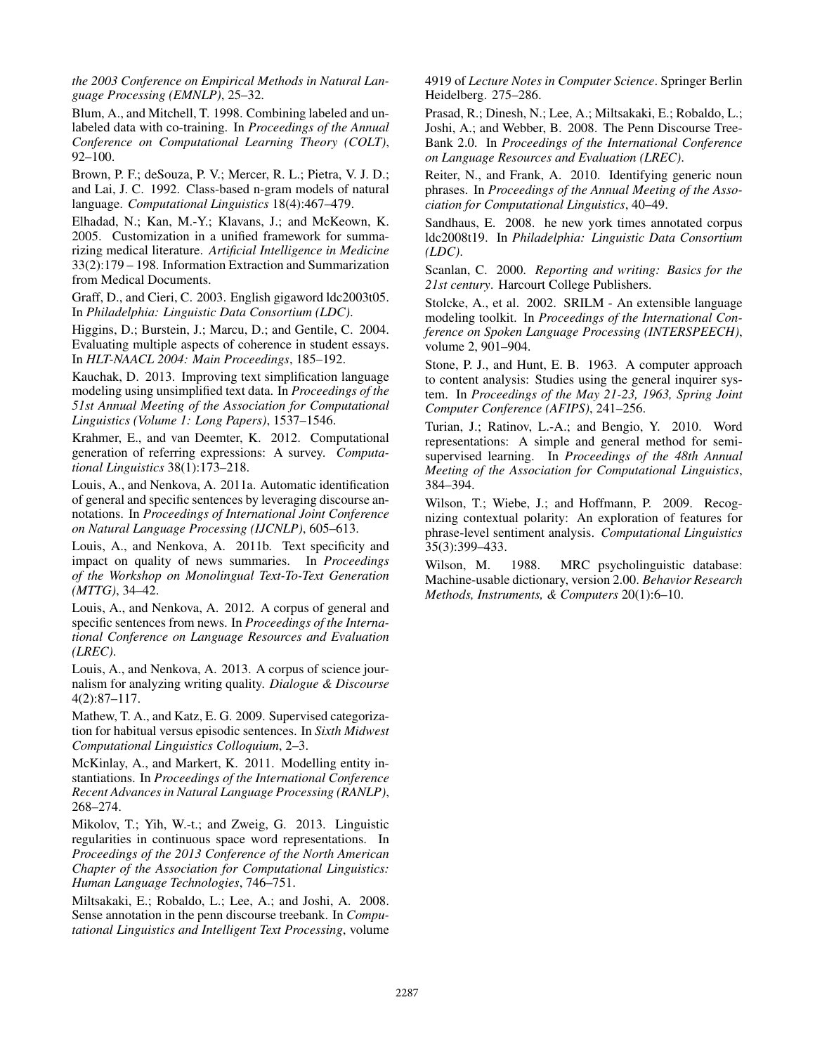*the 2003 Conference on Empirical Methods in Natural Language Processing (EMNLP)*, 25–32.

Blum, A., and Mitchell, T. 1998. Combining labeled and unlabeled data with co-training. In *Proceedings of the Annual Conference on Computational Learning Theory (COLT)*, 92–100.

Brown, P. F.; deSouza, P. V.; Mercer, R. L.; Pietra, V. J. D.; and Lai, J. C. 1992. Class-based n-gram models of natural language. *Computational Linguistics* 18(4):467–479.

Elhadad, N.; Kan, M.-Y.; Klavans, J.; and McKeown, K. 2005. Customization in a unified framework for summarizing medical literature. *Artificial Intelligence in Medicine* 33(2):179 – 198. Information Extraction and Summarization from Medical Documents.

Graff, D., and Cieri, C. 2003. English gigaword ldc2003t05. In *Philadelphia: Linguistic Data Consortium (LDC)*.

Higgins, D.; Burstein, J.; Marcu, D.; and Gentile, C. 2004. Evaluating multiple aspects of coherence in student essays. In *HLT-NAACL 2004: Main Proceedings*, 185–192.

Kauchak, D. 2013. Improving text simplification language modeling using unsimplified text data. In *Proceedings of the 51st Annual Meeting of the Association for Computational Linguistics (Volume 1: Long Papers)*, 1537–1546.

Krahmer, E., and van Deemter, K. 2012. Computational generation of referring expressions: A survey. *Computational Linguistics* 38(1):173–218.

Louis, A., and Nenkova, A. 2011a. Automatic identification of general and specific sentences by leveraging discourse annotations. In *Proceedings of International Joint Conference on Natural Language Processing (IJCNLP)*, 605–613.

Louis, A., and Nenkova, A. 2011b. Text specificity and impact on quality of news summaries. In *Proceedings of the Workshop on Monolingual Text-To-Text Generation (MTTG)*, 34–42.

Louis, A., and Nenkova, A. 2012. A corpus of general and specific sentences from news. In *Proceedings of the International Conference on Language Resources and Evaluation (LREC)*.

Louis, A., and Nenkova, A. 2013. A corpus of science journalism for analyzing writing quality. *Dialogue & Discourse* 4(2):87–117.

Mathew, T. A., and Katz, E. G. 2009. Supervised categorization for habitual versus episodic sentences. In *Sixth Midwest Computational Linguistics Colloquium*, 2–3.

McKinlay, A., and Markert, K. 2011. Modelling entity instantiations. In *Proceedings of the International Conference Recent Advances in Natural Language Processing (RANLP)*, 268–274.

Mikolov, T.; Yih, W.-t.; and Zweig, G. 2013. Linguistic regularities in continuous space word representations. In *Proceedings of the 2013 Conference of the North American Chapter of the Association for Computational Linguistics: Human Language Technologies*, 746–751.

Miltsakaki, E.; Robaldo, L.; Lee, A.; and Joshi, A. 2008. Sense annotation in the penn discourse treebank. In *Computational Linguistics and Intelligent Text Processing*, volume 4919 of *Lecture Notes in Computer Science*. Springer Berlin Heidelberg. 275–286.

Prasad, R.; Dinesh, N.; Lee, A.; Miltsakaki, E.; Robaldo, L.; Joshi, A.; and Webber, B. 2008. The Penn Discourse TreeBank 2.0. In *Proceedings of the International Conference on Language Resources and Evaluation (LREC)*.

Reiter, N., and Frank, A. 2010. Identifying generic noun phrases. In *Proceedings of the Annual Meeting of the Association for Computational Linguistics*, 40–49.

Sandhaus, E. 2008. he new york times annotated corpus ldc2008t19. In *Philadelphia: Linguistic Data Consortium (LDC)*.

Scanlan, C. 2000. *Reporting and writing: Basics for the 21st century*. Harcourt College Publishers.

Stolcke, A., et al. 2002. SRILM - An extensible language modeling toolkit. In *Proceedings of the International Conference on Spoken Language Processing (INTERSPEECH)*, volume 2, 901–904.

Stone, P. J., and Hunt, E. B. 1963. A computer approach to content analysis: Studies using the general inquirer system. In *Proceedings of the May 21-23, 1963, Spring Joint Computer Conference (AFIPS)*, 241–256.

Turian, J.; Ratinov, L.-A.; and Bengio, Y. 2010. Word representations: A simple and general method for semi-supervised learning. In *Proceedings of the 48th Annual Meeting of the Association for Computational Linguistics*, 384–394.

Wilson, T.; Wiebe, J.; and Hoffmann, P. 2009. Recognizing contextual polarity: An exploration of features for phrase-level sentiment analysis. *Computational Linguistics* 35(3):399–433.

Wilson, M. 1988. MRC psycholinguistic database: Machine-usable dictionary, version 2.00. *Behavior Research Methods, Instruments, & Computers* 20(1):6–10.